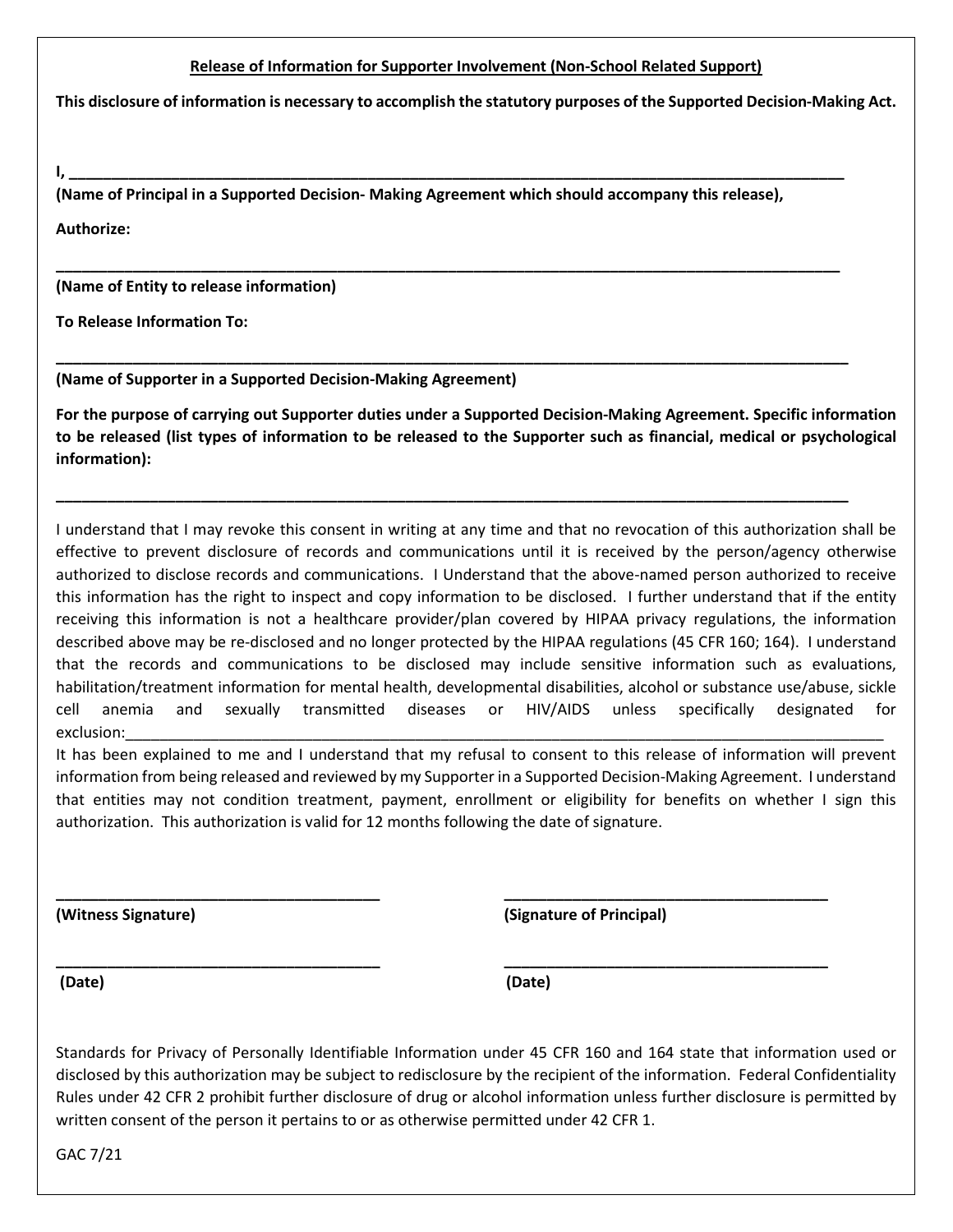**<u>Release of Information for Supporter Involvement (Non-School Related Support)</u>**

**This disclosure of information is necessary to accomplish the statutory purposes of the Supported Decision-Making Act.**

**I, \_\_\_\_\_\_\_\_\_\_\_\_\_\_\_\_\_\_\_\_\_\_\_\_\_\_\_\_\_\_\_\_\_\_\_\_\_\_\_\_\_\_\_\_\_\_\_\_\_\_\_\_\_\_\_\_\_\_\_\_\_\_\_\_\_\_\_\_\_\_\_\_\_\_\_\_\_\_\_\_\_\_**

**(Name of Principal in a Supported Decision- Making Agreement which should accompany this release),**

**Authorize:**

**\_\_\_\_\_\_\_\_\_\_\_\_\_\_\_\_\_\_\_\_\_\_\_\_\_\_\_\_\_\_\_\_\_\_\_\_\_\_\_\_\_\_\_\_\_\_\_\_\_\_\_\_\_\_\_\_\_\_\_\_\_\_\_\_\_\_\_\_\_\_\_\_\_\_\_\_\_\_\_\_\_\_**

**(Name of Entity to release information)**

**To Release Information To:**

**\_\_\_\_\_\_\_\_\_\_\_\_\_\_\_\_\_\_\_\_\_\_\_\_\_\_\_\_\_\_\_\_\_\_\_\_\_\_\_\_\_\_\_\_\_\_\_\_\_\_\_\_\_\_\_\_\_\_\_\_\_\_\_\_\_\_\_\_\_\_\_\_\_\_\_\_\_\_\_\_\_\_**

**(Name of Supporter in a Supported Decision-Making Agreement)**

**For the purpose of carrying out Supporter duties under a Supported Decision-Making Agreement. Specific information to be released (list types of information to be released to the Supporter such as financial, medical or psychological information):**

**\_\_\_\_\_\_\_\_\_\_\_\_\_\_\_\_\_\_\_\_\_\_\_\_\_\_\_\_\_\_\_\_\_\_\_\_\_\_\_\_\_\_\_\_\_\_\_\_\_\_\_\_\_\_\_\_\_\_\_\_\_\_\_\_\_\_\_\_\_\_\_\_\_\_\_\_\_\_\_\_\_\_**

I understand that I may revoke this consent in writing at any time and that no revocation of this authorization shall be effective to prevent disclosure of records and communications until it is received by the person/agency otherwise authorized to disclose records and communications. I Understand that the above-named person authorized to receive this information has the right to inspect and copy information to be disclosed. I further understand that if the entity receiving this information is not a healthcare provider/plan covered by HIPAA privacy regulations, the information described above may be re-disclosed and no longer protected by the HIPAA regulations (45 CFR 160; 164). I understand that the records and communications to be disclosed may include sensitive information such as evaluations, habilitation/treatment information for mental health, developmental disabilities, alcohol or substance use/abuse, sickle cell anemia and sexually transmitted diseases or HIV/AIDS unless specifically designated for exclusion:\_\_\_\_\_\_\_\_\_\_\_\_\_\_\_\_\_\_\_\_\_\_\_\_\_\_\_\_\_\_\_\_\_\_\_\_\_\_\_\_\_\_\_\_\_\_\_\_\_\_\_\_\_\_\_\_\_\_\_\_\_\_\_\_\_\_\_\_\_\_\_\_\_\_\_\_

It has been explained to me and I understand that my refusal to consent to this release of information will prevent information from being released and reviewed by my Supporter in a Supported Decision-Making Agreement. I understand that entities may not condition treatment, payment, enrollment or eligibility for benefits on whether I sign this authorization. This authorization is valid for 12 months following the date of signature.

**\_\_\_\_\_\_\_\_\_\_\_\_\_\_\_\_\_\_\_\_\_\_\_\_\_\_\_\_\_\_\_\_\_\_\_\_\_\_** &nbsp;&nbsp;&nbsp;&nbsp; **\_\_\_\_\_\_\_\_\_\_\_\_\_\_\_\_\_\_\_\_\_\_\_\_\_\_\_\_\_\_\_\_\_\_\_\_\_\_**

**(Witness Signature)** &nbsp;&nbsp;&nbsp;&nbsp; **(Signature of Principal)**

**\_\_\_\_\_\_\_\_\_\_\_\_\_\_\_\_\_\_\_\_\_\_\_\_\_\_\_\_\_\_\_\_\_\_\_\_\_\_** &nbsp;&nbsp;&nbsp;&nbsp; **\_\_\_\_\_\_\_\_\_\_\_\_\_\_\_\_\_\_\_\_\_\_\_\_\_\_\_\_\_\_\_\_\_\_\_\_\_\_**

**(Date)** &nbsp;&nbsp;&nbsp;&nbsp; **(Date)**

Standards for Privacy of Personally Identifiable Information under 45 CFR 160 and 164 state that information used or disclosed by this authorization may be subject to redisclosure by the recipient of the information. Federal Confidentiality Rules under 42 CFR 2 prohibit further disclosure of drug or alcohol information unless further disclosure is permitted by written consent of the person it pertains to or as otherwise permitted under 42 CFR 1.

GAC 7/21